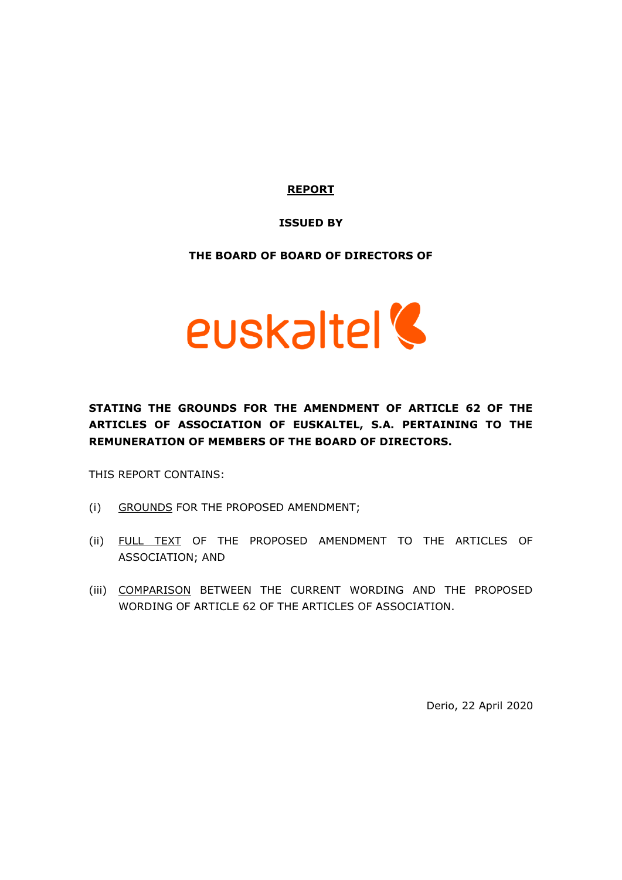**REPORT**

**ISSUED BY**

**THE BOARD OF BOARD OF DIRECTORS OF**

euskaltel

**STATING THE GROUNDS FOR THE AMENDMENT OF ARTICLE 62 OF THE ARTICLES OF ASSOCIATION OF EUSKALTEL, S.A. PERTAINING TO THE REMUNERATION OF MEMBERS OF THE BOARD OF DIRECTORS.**

THIS REPORT CONTAINS:

(i) GROUNDS FOR THE PROPOSED AMENDMENT;

(ii) FULL TEXT OF THE PROPOSED AMENDMENT TO THE ARTICLES OF ASSOCIATION; AND

(iii) COMPARISON BETWEEN THE CURRENT WORDING AND THE PROPOSED WORDING OF ARTICLE 62 OF THE ARTICLES OF ASSOCIATION.

Derio, 22 April 2020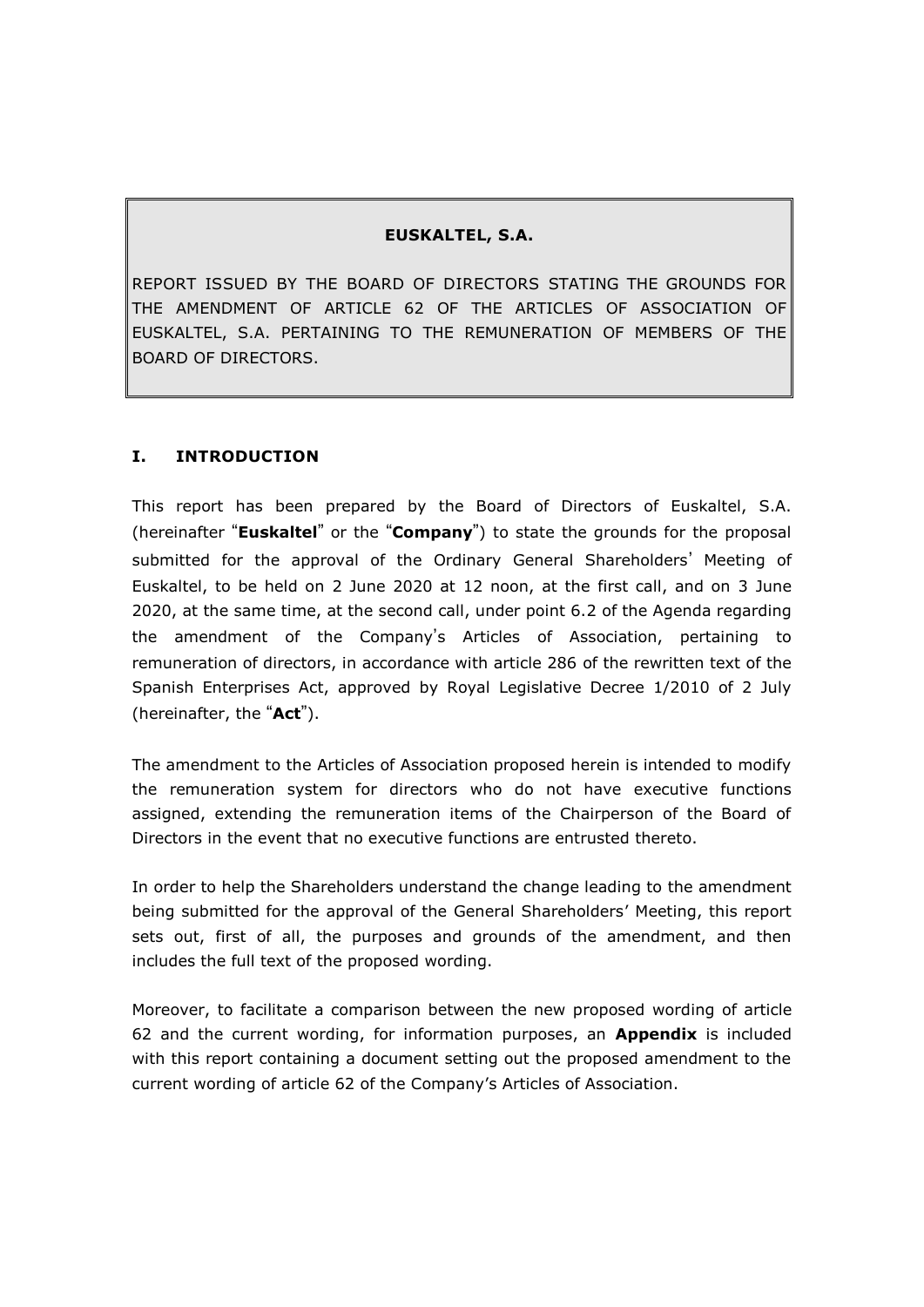**EUSKALTEL, S.A.**

REPORT ISSUED BY THE BOARD OF DIRECTORS STATING THE GROUNDS FOR THE AMENDMENT OF ARTICLE 62 OF THE ARTICLES OF ASSOCIATION OF EUSKALTEL, S.A. PERTAINING TO THE REMUNERATION OF MEMBERS OF THE BOARD OF DIRECTORS.

## I. INTRODUCTION

This report has been prepared by the Board of Directors of Euskaltel, S.A. (hereinafter "**Euskaltel**" or the "**Company**") to state the grounds for the proposal submitted for the approval of the Ordinary General Shareholders' Meeting of Euskaltel, to be held on 2 June 2020 at 12 noon, at the first call, and on 3 June 2020, at the same time, at the second call, under point 6.2 of the Agenda regarding the amendment of the Company's Articles of Association, pertaining to remuneration of directors, in accordance with article 286 of the rewritten text of the Spanish Enterprises Act, approved by Royal Legislative Decree 1/2010 of 2 July (hereinafter, the "**Act**").

The amendment to the Articles of Association proposed herein is intended to modify the remuneration system for directors who do not have executive functions assigned, extending the remuneration items of the Chairperson of the Board of Directors in the event that no executive functions are entrusted thereto.

In order to help the Shareholders understand the change leading to the amendment being submitted for the approval of the General Shareholders' Meeting, this report sets out, first of all, the purposes and grounds of the amendment, and then includes the full text of the proposed wording.

Moreover, to facilitate a comparison between the new proposed wording of article 62 and the current wording, for information purposes, an **Appendix** is included with this report containing a document setting out the proposed amendment to the current wording of article 62 of the Company's Articles of Association.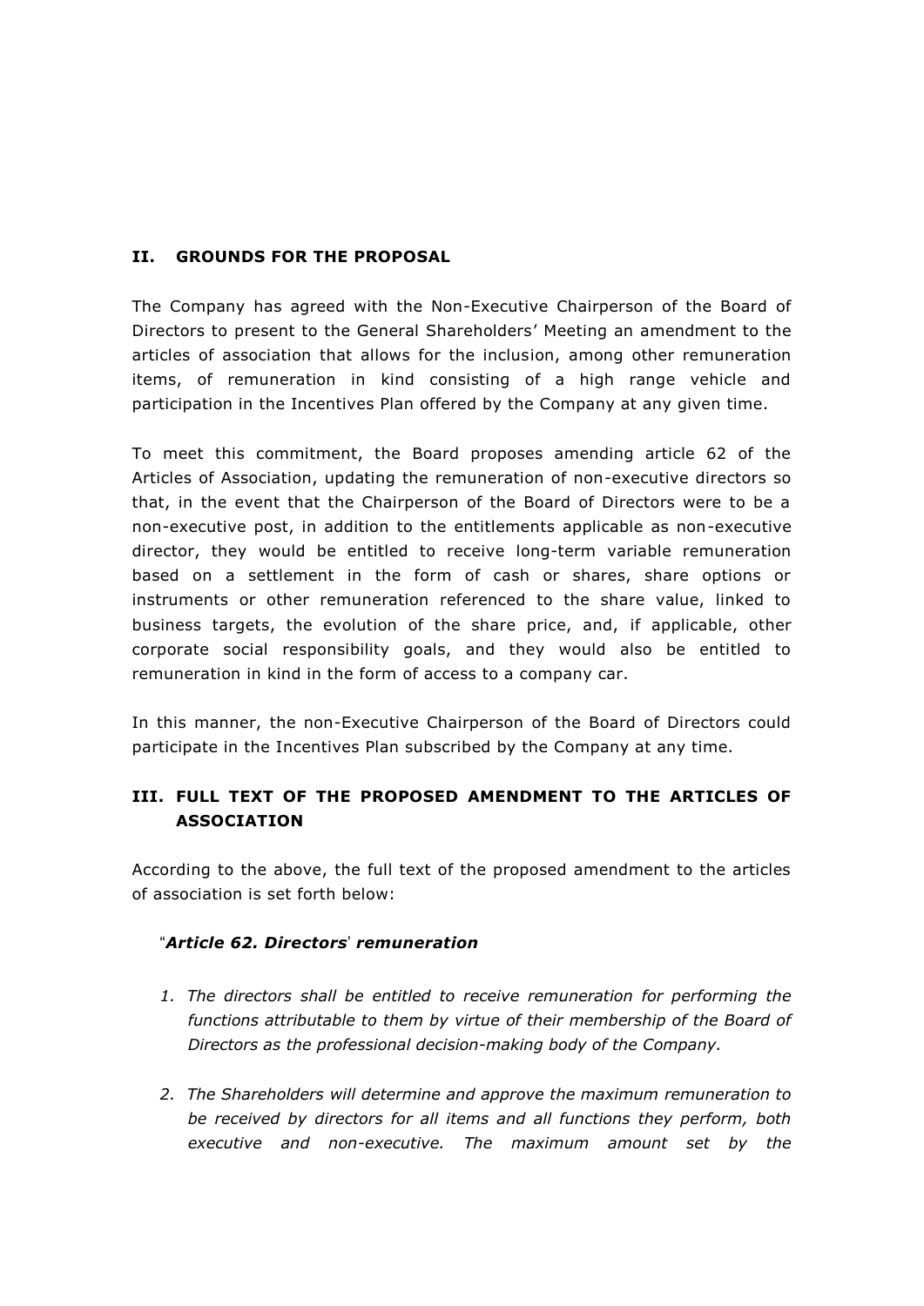## II. GROUNDS FOR THE PROPOSAL

The Company has agreed with the Non-Executive Chairperson of the Board of Directors to present to the General Shareholders' Meeting an amendment to the articles of association that allows for the inclusion, among other remuneration items, of remuneration in kind consisting of a high range vehicle and participation in the Incentives Plan offered by the Company at any given time.

To meet this commitment, the Board proposes amending article 62 of the Articles of Association, updating the remuneration of non-executive directors so that, in the event that the Chairperson of the Board of Directors were to be a non-executive post, in addition to the entitlements applicable as non-executive director, they would be entitled to receive long-term variable remuneration based on a settlement in the form of cash or shares, share options or instruments or other remuneration referenced to the share value, linked to business targets, the evolution of the share price, and, if applicable, other corporate social responsibility goals, and they would also be entitled to remuneration in kind in the form of access to a company car.

In this manner, the non-Executive Chairperson of the Board of Directors could participate in the Incentives Plan subscribed by the Company at any time.

## III. FULL TEXT OF THE PROPOSED AMENDMENT TO THE ARTICLES OF ASSOCIATION

According to the above, the full text of the proposed amendment to the articles of association is set forth below:

"***Article 62. Directors' remuneration***

1. *The directors shall be entitled to receive remuneration for performing the functions attributable to them by virtue of their membership of the Board of Directors as the professional decision-making body of the Company.*

2. *The Shareholders will determine and approve the maximum remuneration to be received by directors for all items and all functions they perform, both executive and non-executive. The maximum amount set by the*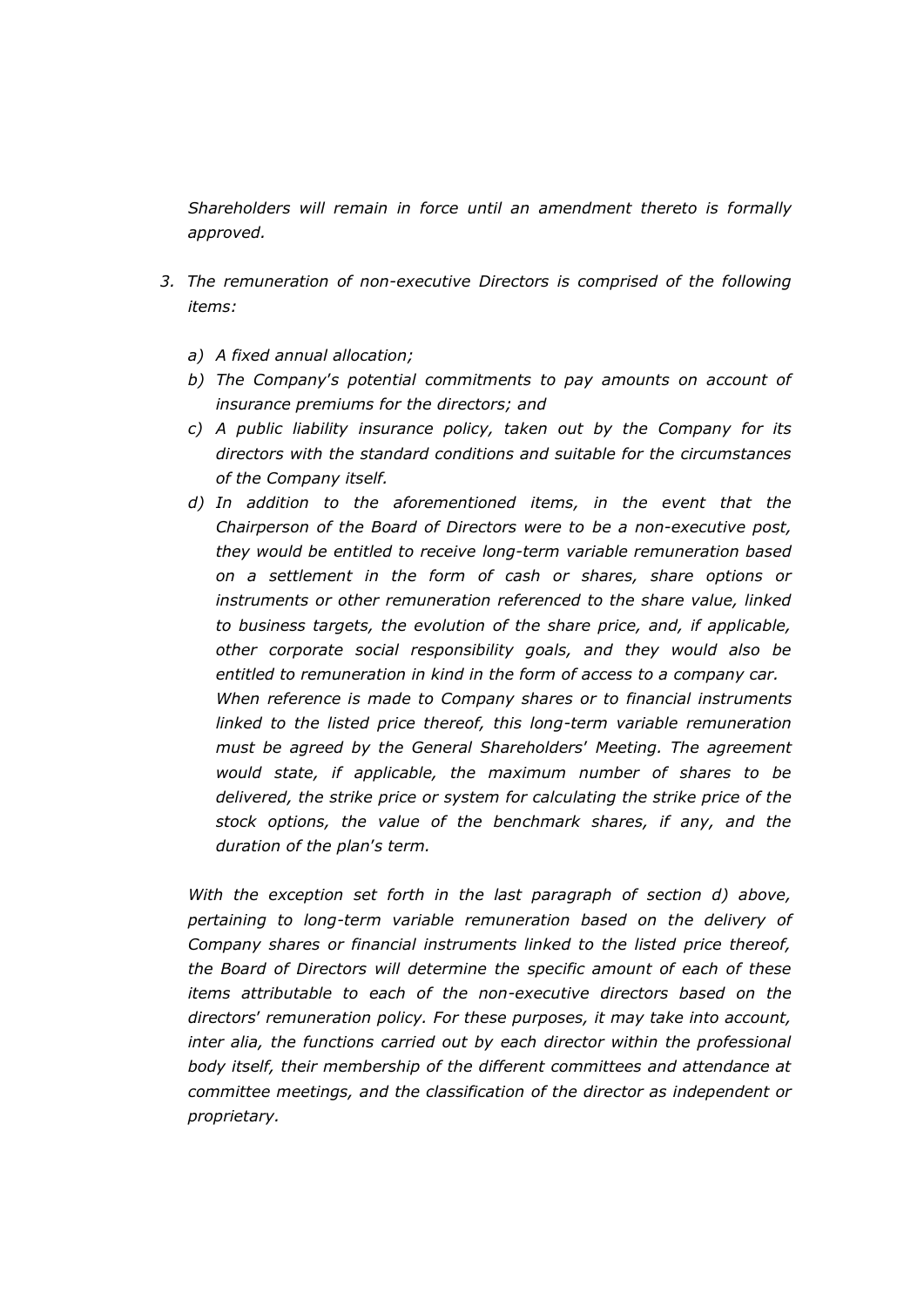*Shareholders will remain in force until an amendment thereto is formally approved.*

3. *The remuneration of non-executive Directors is comprised of the following items:*

   a) *A fixed annual allocation;*
   b) *The Company's potential commitments to pay amounts on account of insurance premiums for the directors; and*
   c) *A public liability insurance policy, taken out by the Company for its directors with the standard conditions and suitable for the circumstances of the Company itself.*
   d) *In addition to the aforementioned items, in the event that the Chairperson of the Board of Directors were to be a non-executive post, they would be entitled to receive long-term variable remuneration based on a settlement in the form of cash or shares, share options or instruments or other remuneration referenced to the share value, linked to business targets, the evolution of the share price, and, if applicable, other corporate social responsibility goals, and they would also be entitled to remuneration in kind in the form of access to a company car.*
      *When reference is made to Company shares or to financial instruments linked to the listed price thereof, this long-term variable remuneration must be agreed by the General Shareholders' Meeting. The agreement would state, if applicable, the maximum number of shares to be delivered, the strike price or system for calculating the strike price of the stock options, the value of the benchmark shares, if any, and the duration of the plan's term.*

   *With the exception set forth in the last paragraph of section d) above, pertaining to long-term variable remuneration based on the delivery of Company shares or financial instruments linked to the listed price thereof, the Board of Directors will determine the specific amount of each of these items attributable to each of the non-executive directors based on the directors' remuneration policy. For these purposes, it may take into account, inter alia, the functions carried out by each director within the professional body itself, their membership of the different committees and attendance at committee meetings, and the classification of the director as independent or proprietary.*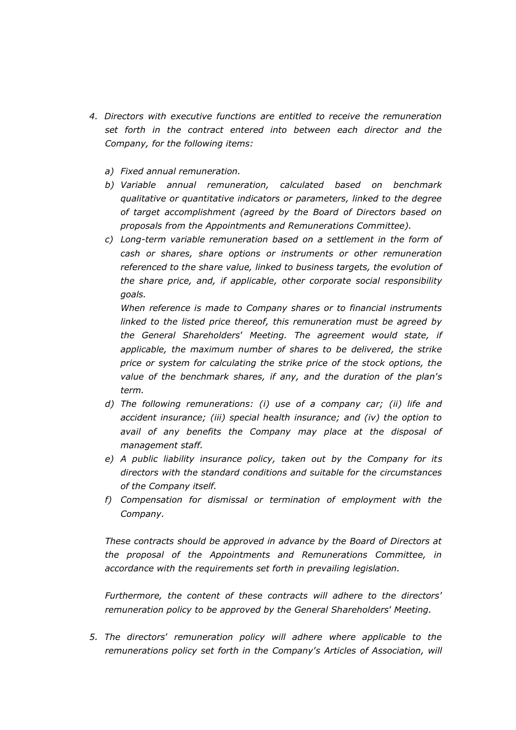4. *Directors with executive functions are entitled to receive the remuneration set forth in the contract entered into between each director and the Company, for the following items:*

   a) *Fixed annual remuneration.*
   b) *Variable annual remuneration, calculated based on benchmark qualitative or quantitative indicators or parameters, linked to the degree of target accomplishment (agreed by the Board of Directors based on proposals from the Appointments and Remunerations Committee).*
   c) *Long-term variable remuneration based on a settlement in the form of cash or shares, share options or instruments or other remuneration referenced to the share value, linked to business targets, the evolution of the share price, and, if applicable, other corporate social responsibility goals.*

      *When reference is made to Company shares or to financial instruments linked to the listed price thereof, this remuneration must be agreed by the General Shareholders' Meeting. The agreement would state, if applicable, the maximum number of shares to be delivered, the strike price or system for calculating the strike price of the stock options, the value of the benchmark shares, if any, and the duration of the plan's term.*
   d) *The following remunerations: (i) use of a company car; (ii) life and accident insurance; (iii) special health insurance; and (iv) the option to avail of any benefits the Company may place at the disposal of management staff.*
   e) *A public liability insurance policy, taken out by the Company for its directors with the standard conditions and suitable for the circumstances of the Company itself.*
   f) *Compensation for dismissal or termination of employment with the Company.*

   *These contracts should be approved in advance by the Board of Directors at the proposal of the Appointments and Remunerations Committee, in accordance with the requirements set forth in prevailing legislation.*

   *Furthermore, the content of these contracts will adhere to the directors' remuneration policy to be approved by the General Shareholders' Meeting.*

5. *The directors' remuneration policy will adhere where applicable to the remunerations policy set forth in the Company's Articles of Association, will*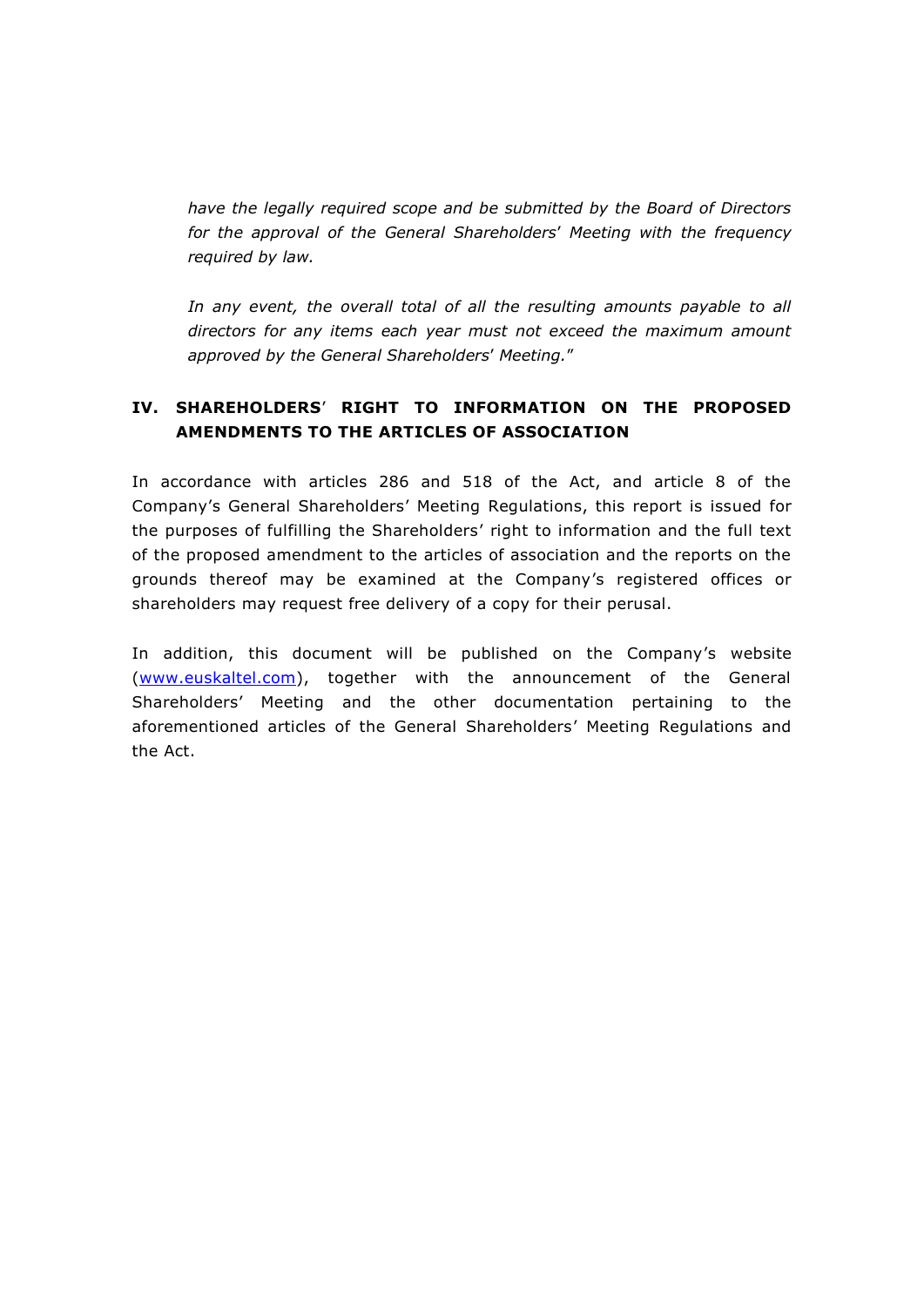*have the legally required scope and be submitted by the Board of Directors for the approval of the General Shareholders' Meeting with the frequency required by law.*

*In any event, the overall total of all the resulting amounts payable to all directors for any items each year must not exceed the maximum amount approved by the General Shareholders' Meeting.*"

## IV. SHAREHOLDERS' RIGHT TO INFORMATION ON THE PROPOSED AMENDMENTS TO THE ARTICLES OF ASSOCIATION

In accordance with articles 286 and 518 of the Act, and article 8 of the Company's General Shareholders' Meeting Regulations, this report is issued for the purposes of fulfilling the Shareholders' right to information and the full text of the proposed amendment to the articles of association and the reports on the grounds thereof may be examined at the Company's registered offices or shareholders may request free delivery of a copy for their perusal.

In addition, this document will be published on the Company's website (www.euskaltel.com), together with the announcement of the General Shareholders' Meeting and the other documentation pertaining to the aforementioned articles of the General Shareholders' Meeting Regulations and the Act.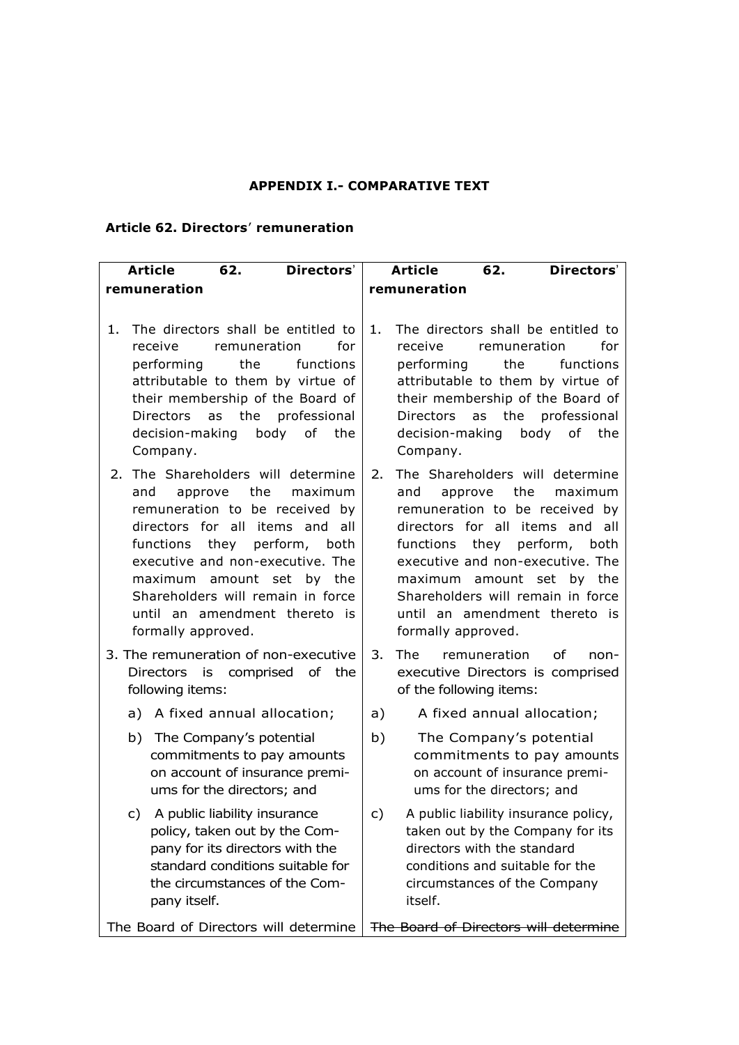**APPENDIX I.- COMPARATIVE TEXT**

**Article 62. Directors' remuneration**

| **Article 62. Directors' remuneration** | **Article 62. Directors' remuneration** |
|---|---|
| 1. The directors shall be entitled to receive remuneration for performing the functions attributable to them by virtue of their membership of the Board of Directors as the professional decision-making body of the Company. | 1. The directors shall be entitled to receive remuneration for performing the functions attributable to them by virtue of their membership of the Board of Directors as the professional decision-making body of the Company. |
| 2. The Shareholders will determine and approve the maximum remuneration to be received by directors for all items and all functions they perform, both executive and non-executive. The maximum amount set by the Shareholders will remain in force until an amendment thereto is formally approved. | 2. The Shareholders will determine and approve the maximum remuneration to be received by directors for all items and all functions they perform, both executive and non-executive. The maximum amount set by the Shareholders will remain in force until an amendment thereto is formally approved. |
| 3. The remuneration of non-executive Directors is comprised of the following items: | 3. The remuneration of non-executive Directors is comprised of the following items: |
| a) A fixed annual allocation; | a) A fixed annual allocation; |
| b) The Company's potential commitments to pay amounts on account of insurance premiums for the directors; and | b) The Company's potential commitments to pay amounts on account of insurance premiums for the directors; and |
| c) A public liability insurance policy, taken out by the Company for its directors with the standard conditions suitable for the circumstances of the Company itself. | c) A public liability insurance policy, taken out by the Company for its directors with the standard conditions and suitable for the circumstances of the Company itself. |
| The Board of Directors will determine | ~~The Board of Directors will determine~~ |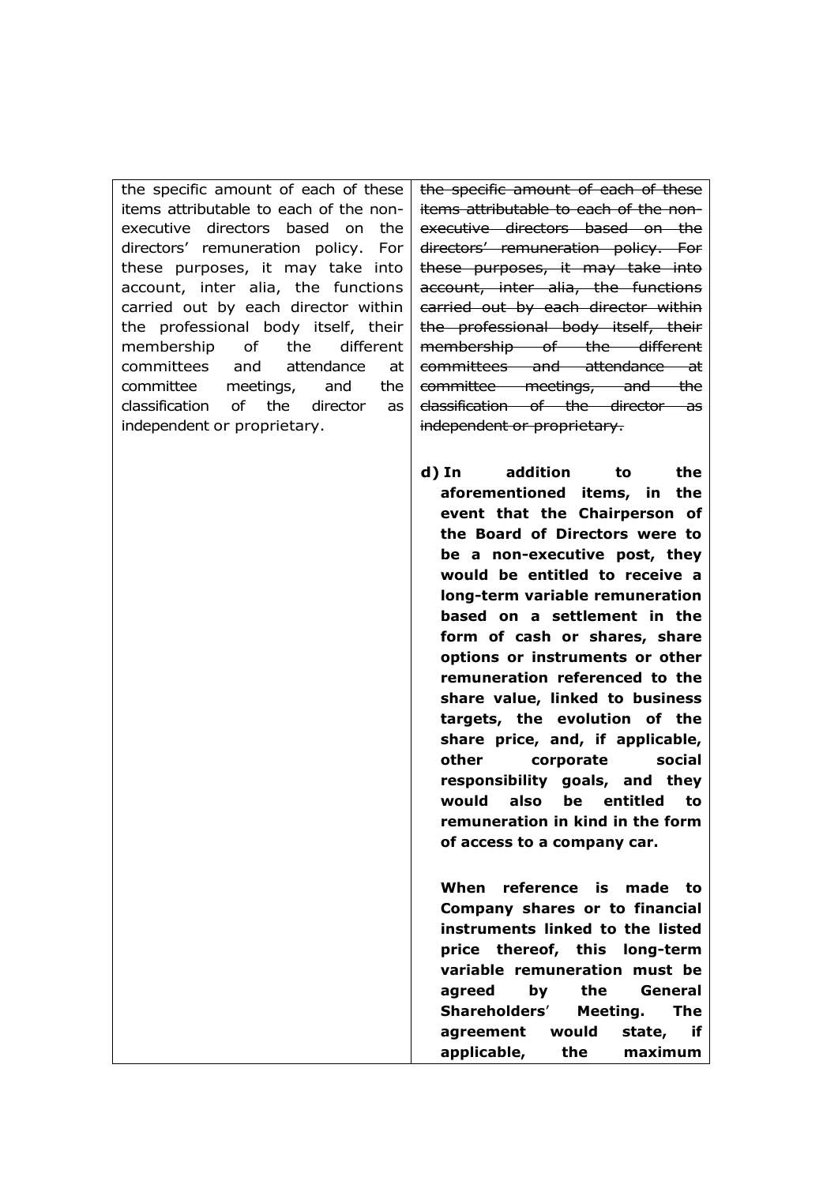| | |
|---|---|
| the specific amount of each of these items attributable to each of the non-executive directors based on the directors' remuneration policy. For these purposes, it may take into account, inter alia, the functions carried out by each director within the professional body itself, their membership of the different committees and attendance at committee meetings, and the classification of the director as independent or proprietary. | ~~the specific amount of each of these items attributable to each of the non-executive directors based on the directors' remuneration policy. For these purposes, it may take into account, inter alia, the functions carried out by each director within the professional body itself, their membership of the different committees and attendance at committee meetings, and the classification of the director as independent or proprietary.~~<br><br>**d) In addition to the aforementioned items, in the event that the Chairperson of the Board of Directors were to be a non-executive post, they would be entitled to receive a long-term variable remuneration based on a settlement in the form of cash or shares, share options or instruments or other remuneration referenced to the share value, linked to business targets, the evolution of the share price, and, if applicable, other corporate social responsibility goals, and they would also be entitled to remuneration in kind in the form of access to a company car.**<br><br>**When reference is made to Company shares or to financial instruments linked to the listed price thereof, this long-term variable remuneration must be agreed by the General Shareholders' Meeting. The agreement would state, if applicable, the maximum** |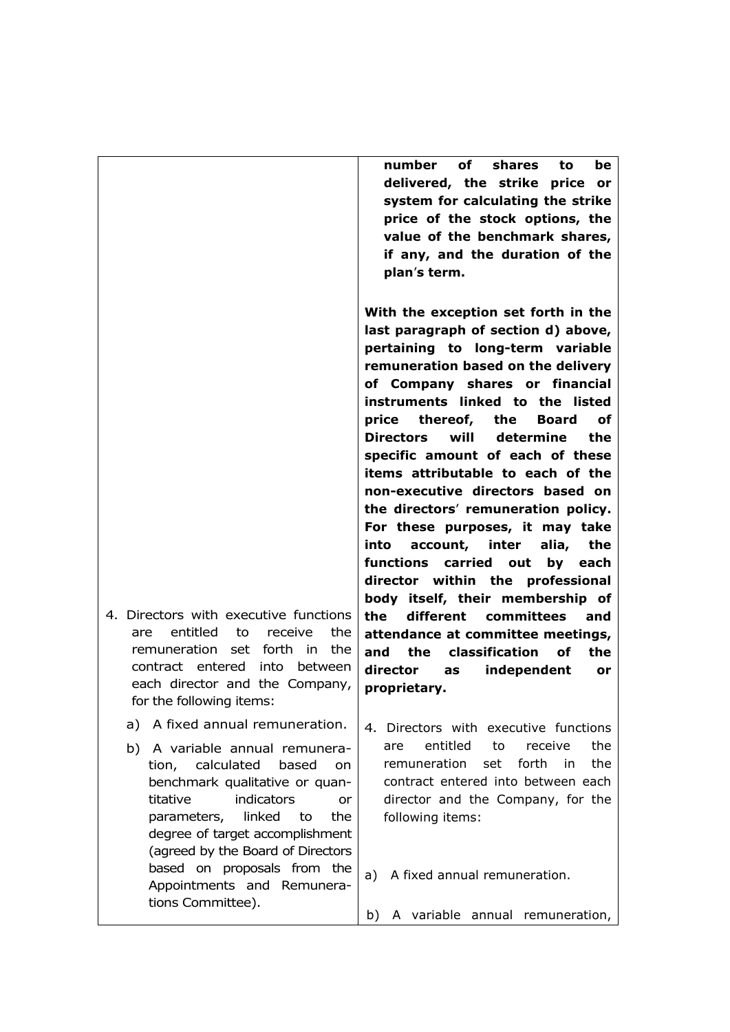| | |
|---|---|
| 4. Directors with executive functions are entitled to receive the remuneration set forth in the contract entered into between each director and the Company, for the following items:<br><br>a) A fixed annual remuneration.<br><br>b) A variable annual remuneration, calculated based on benchmark qualitative or quantitative indicators or parameters, linked to the degree of target accomplishment (agreed by the Board of Directors based on proposals from the Appointments and Remunerations Committee). | **number of shares to be delivered, the strike price or system for calculating the strike price of the stock options, the value of the benchmark shares, if any, and the duration of the plan's term.**<br><br>**With the exception set forth in the last paragraph of section d) above, pertaining to long-term variable remuneration based on the delivery of Company shares or financial instruments linked to the listed price thereof, the Board of Directors will determine the specific amount of each of these items attributable to each of the non-executive directors based on the directors' remuneration policy. For these purposes, it may take into account, inter alia, the functions carried out by each director within the professional body itself, their membership of the different committees and attendance at committee meetings, and the classification of the director as independent or proprietary.**<br><br>4. Directors with executive functions are entitled to receive the remuneration set forth in the contract entered into between each director and the Company, for the following items:<br><br>a) A fixed annual remuneration.<br><br>b) A variable annual remuneration, |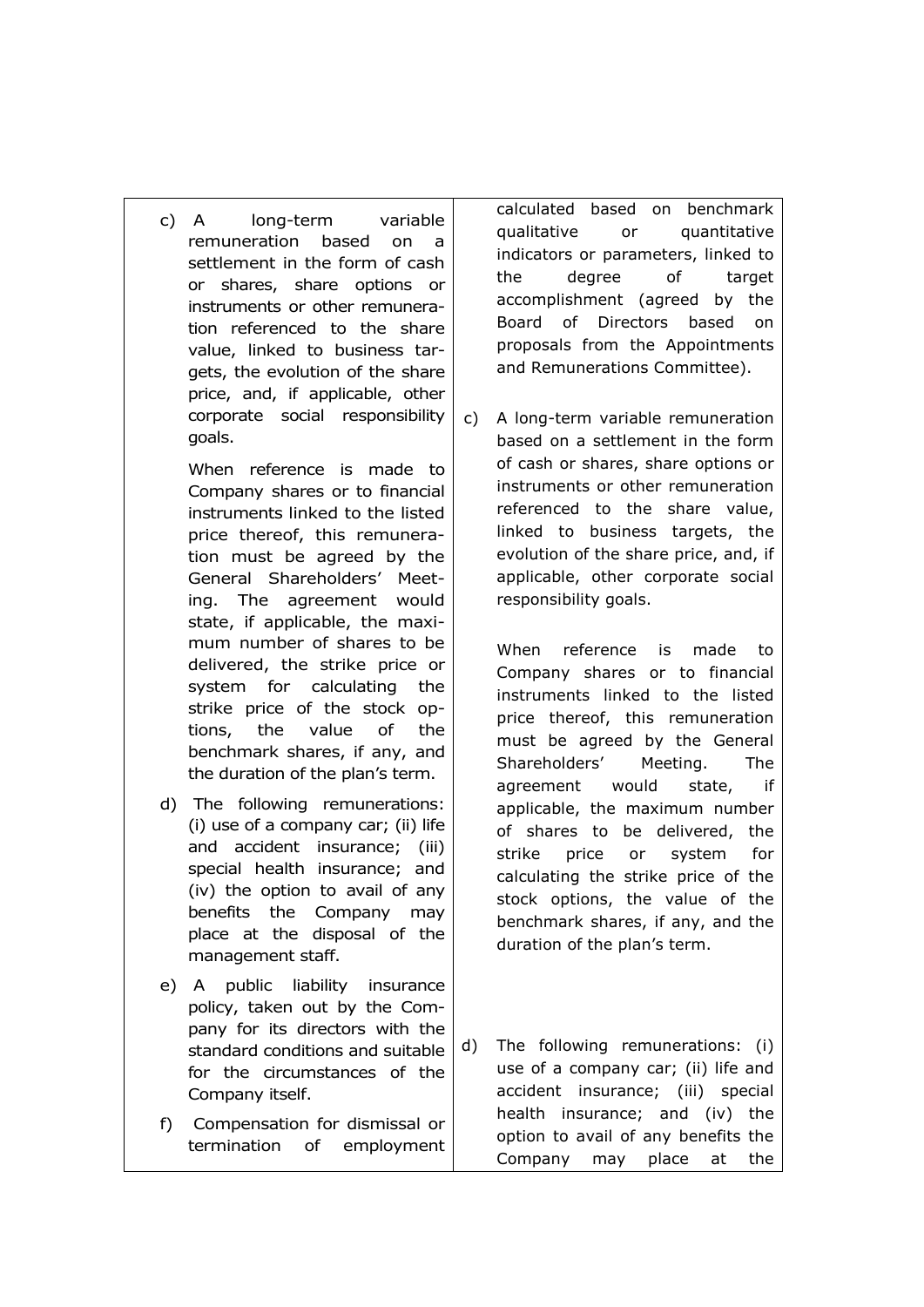| | |
|---|---|
| c) A long-term variable remuneration based on a settlement in the form of cash or shares, share options or instruments or other remuneration referenced to the share value, linked to business targets, the evolution of the share price, and, if applicable, other corporate social responsibility goals.<br><br>When reference is made to Company shares or to financial instruments linked to the listed price thereof, this remuneration must be agreed by the General Shareholders' Meeting. The agreement would state, if applicable, the maximum number of shares to be delivered, the strike price or system for calculating the strike price of the stock options, the value of the benchmark shares, if any, and the duration of the plan's term.<br><br>d) The following remunerations: (i) use of a company car; (ii) life and accident insurance; (iii) special health insurance; and (iv) the option to avail of any benefits the Company may place at the disposal of the management staff.<br><br>e) A public liability insurance policy, taken out by the Company for its directors with the standard conditions and suitable for the circumstances of the Company itself.<br><br>f) Compensation for dismissal or termination of employment | calculated based on benchmark qualitative or quantitative indicators or parameters, linked to the degree of target accomplishment (agreed by the Board of Directors based on proposals from the Appointments and Remunerations Committee).<br><br>c) A long-term variable remuneration based on a settlement in the form of cash or shares, share options or instruments or other remuneration referenced to the share value, linked to business targets, the evolution of the share price, and, if applicable, other corporate social responsibility goals.<br><br>When reference is made to Company shares or to financial instruments linked to the listed price thereof, this remuneration must be agreed by the General Shareholders' Meeting. The agreement would state, if applicable, the maximum number of shares to be delivered, the strike price or system for calculating the strike price of the stock options, the value of the benchmark shares, if any, and the duration of the plan's term.<br><br>d) The following remunerations: (i) use of a company car; (ii) life and accident insurance; (iii) special health insurance; and (iv) the option to avail of any benefits the Company may place at the |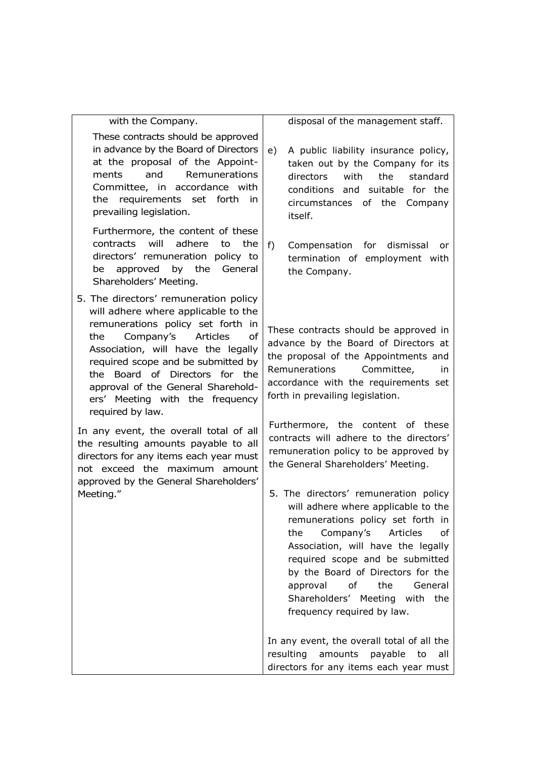| | |
|---|---|
| with the Company.<br><br>These contracts should be approved in advance by the Board of Directors at the proposal of the Appointments and Remunerations Committee, in accordance with the requirements set forth in prevailing legislation.<br><br>Furthermore, the content of these contracts will adhere to the directors' remuneration policy to be approved by the General Shareholders' Meeting.<br><br>5. The directors' remuneration policy will adhere where applicable to the remunerations policy set forth in the Company's Articles of Association, will have the legally required scope and be submitted by the Board of Directors for the approval of the General Shareholders' Meeting with the frequency required by law.<br><br>In any event, the overall total of all the resulting amounts payable to all directors for any items each year must not exceed the maximum amount approved by the General Shareholders' Meeting." | disposal of the management staff.<br><br>e) A public liability insurance policy, taken out by the Company for its directors with the standard conditions and suitable for the circumstances of the Company itself.<br><br>f) Compensation for dismissal or termination of employment with the Company.<br><br>These contracts should be approved in advance by the Board of Directors at the proposal of the Appointments and Remunerations Committee, in accordance with the requirements set forth in prevailing legislation.<br><br>Furthermore, the content of these contracts will adhere to the directors' remuneration policy to be approved by the General Shareholders' Meeting.<br><br>5. The directors' remuneration policy will adhere where applicable to the remunerations policy set forth in the Company's Articles of Association, will have the legally required scope and be submitted by the Board of Directors for the approval of the General Shareholders' Meeting with the frequency required by law.<br><br>In any event, the overall total of all the resulting amounts payable to all directors for any items each year must |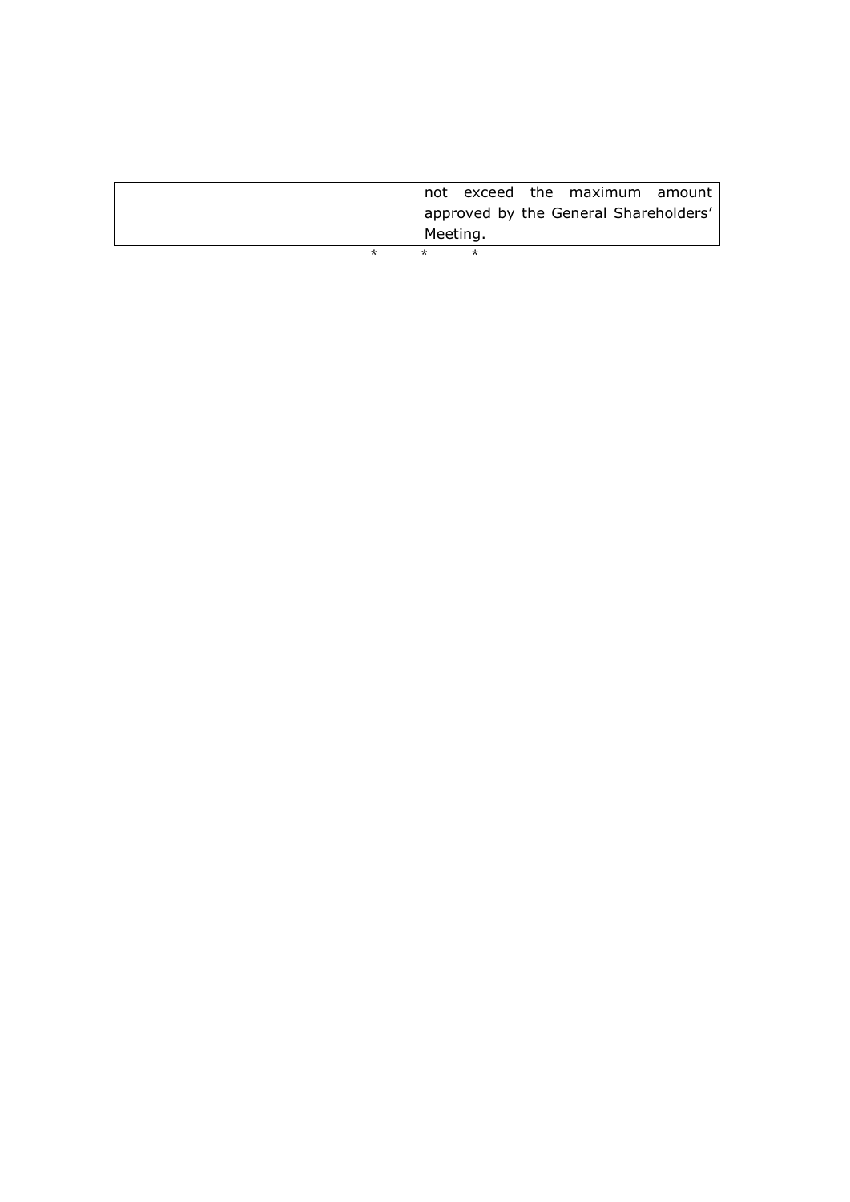| | |
|---|---|
| | not exceed the maximum amount approved by the General Shareholders' Meeting. |

\* \* \*